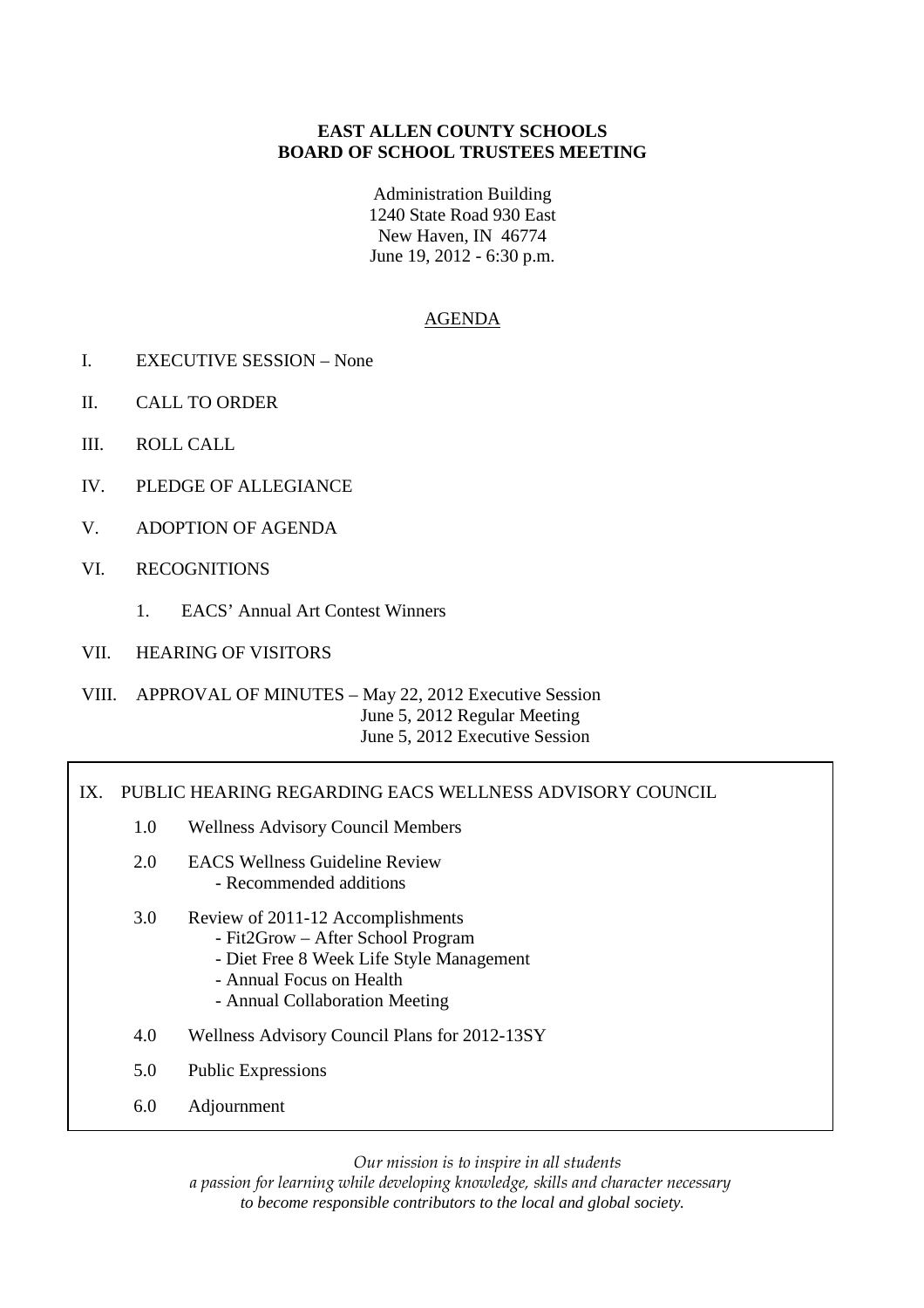**EAST ALLEN COUNTY SCHOOLS**
**BOARD OF SCHOOL TRUSTEES MEETING**

Administration Building
1240 State Road 930 East
New Haven, IN 46774
June 19, 2012 - 6:30 p.m.

AGENDA

I. EXECUTIVE SESSION – None

II. CALL TO ORDER

III. ROLL CALL

IV. PLEDGE OF ALLEGIANCE

V. ADOPTION OF AGENDA

VI. RECOGNITIONS

1. EACS' Annual Art Contest Winners

VII. HEARING OF VISITORS

VIII. APPROVAL OF MINUTES – May 22, 2012 Executive Session
June 5, 2012 Regular Meeting
June 5, 2012 Executive Session

IX. PUBLIC HEARING REGARDING EACS WELLNESS ADVISORY COUNCIL

1.0 Wellness Advisory Council Members

2.0 EACS Wellness Guideline Review
- Recommended additions

3.0 Review of 2011-12 Accomplishments
- Fit2Grow – After School Program
- Diet Free 8 Week Life Style Management
- Annual Focus on Health
- Annual Collaboration Meeting

4.0 Wellness Advisory Council Plans for 2012-13SY

5.0 Public Expressions

6.0 Adjournment

*Our mission is to inspire in all students*
*a passion for learning while developing knowledge, skills and character necessary*
*to become responsible contributors to the local and global society.*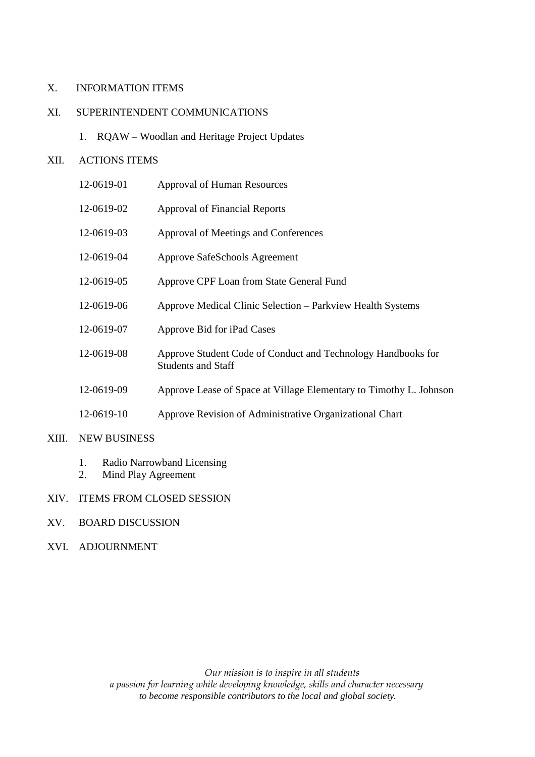X. INFORMATION ITEMS

XI. SUPERINTENDENT COMMUNICATIONS

1. RQAW – Woodlan and Heritage Project Updates

XII. ACTIONS ITEMS

| | |
|---|---|
| 12-0619-01 | Approval of Human Resources |
| 12-0619-02 | Approval of Financial Reports |
| 12-0619-03 | Approval of Meetings and Conferences |
| 12-0619-04 | Approve SafeSchools Agreement |
| 12-0619-05 | Approve CPF Loan from State General Fund |
| 12-0619-06 | Approve Medical Clinic Selection – Parkview Health Systems |
| 12-0619-07 | Approve Bid for iPad Cases |
| 12-0619-08 | Approve Student Code of Conduct and Technology Handbooks for Students and Staff |
| 12-0619-09 | Approve Lease of Space at Village Elementary to Timothy L. Johnson |
| 12-0619-10 | Approve Revision of Administrative Organizational Chart |

XIII. NEW BUSINESS

1. Radio Narrowband Licensing
2. Mind Play Agreement

XIV. ITEMS FROM CLOSED SESSION

XV. BOARD DISCUSSION

XVI. ADJOURNMENT

*Our mission is to inspire in all students a passion for learning while developing knowledge, skills and character necessary to become responsible contributors to the local and global society.*